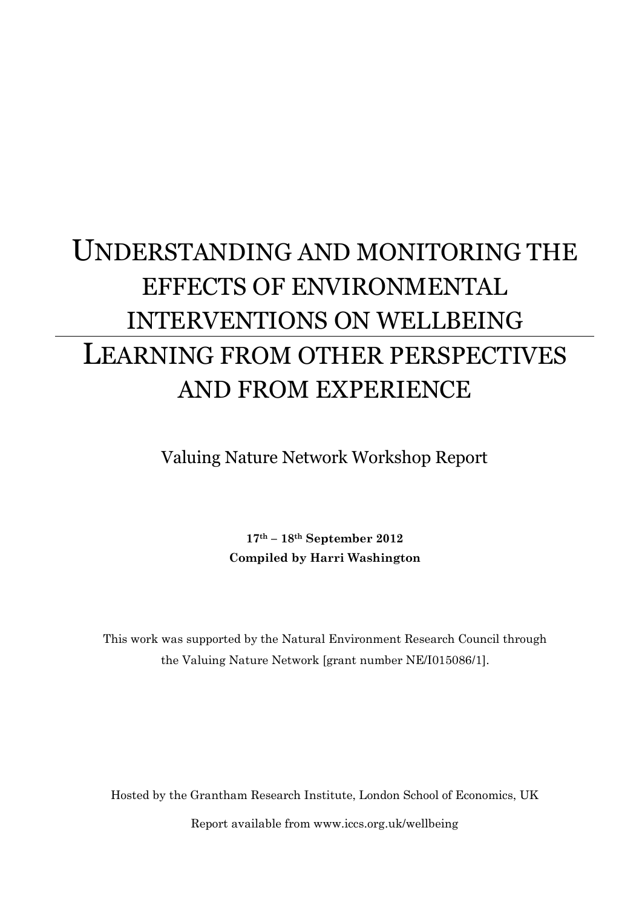# UNDERSTANDING AND MONITORING THE EFFECTS OF ENVIRONMENTAL INTERVENTIONS ON WELLBEING

# LEARNING FROM OTHER PERSPECTIVES AND FROM EXPERIENCE

Valuing Nature Network Workshop Report

**17th – 18th September 2012**
**Compiled by Harri Washington**

This work was supported by the Natural Environment Research Council through the Valuing Nature Network [grant number NE/I015086/1].

Hosted by the Grantham Research Institute, London School of Economics, UK

Report available from www.iccs.org.uk/wellbeing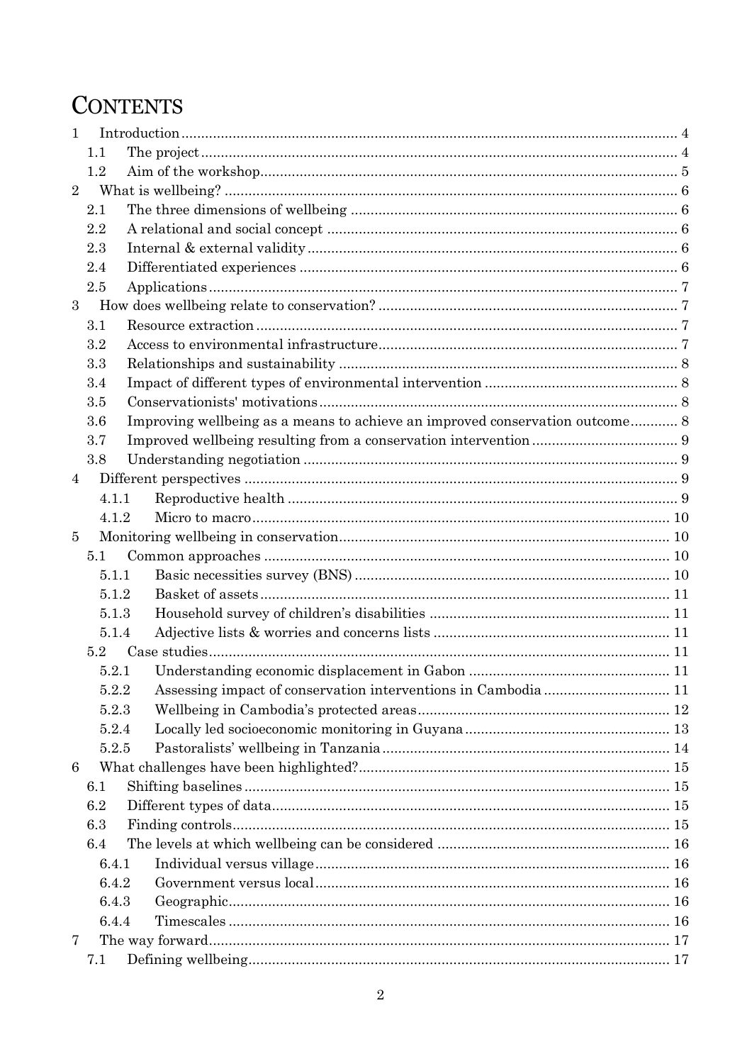# CONTENTS

1 Introduction ........................................................................................................................ 4
  1.1 The project ................................................................................................................... 4
  1.2 Aim of the workshop ..................................................................................................... 5
2 What is wellbeing? ............................................................................................................. 6
  2.1 The three dimensions of wellbeing ................................................................................ 6
  2.2 A relational and social concept ..................................................................................... 6
  2.3 Internal & external validity ........................................................................................... 6
  2.4 Differentiated experiences ............................................................................................. 6
  2.5 Applications ................................................................................................................... 7
3 How does wellbeing relate to conservation? ....................................................................... 7
  3.1 Resource extraction ....................................................................................................... 7
  3.2 Access to environmental infrastructure ......................................................................... 7
  3.3 Relationships and sustainability ................................................................................... 8
  3.4 Impact of different types of environmental intervention ............................................... 8
  3.5 Conservationists' motivations ........................................................................................ 8
  3.6 Improving wellbeing as a means to achieve an improved conservation outcome ........... 8
  3.7 Improved wellbeing resulting from a conservation intervention .................................... 9
  3.8 Understanding negotiation ............................................................................................ 9
4 Different perspectives ......................................................................................................... 9
    4.1.1 Reproductive health ................................................................................................. 9
    4.1.2 Micro to macro ........................................................................................................ 10
5 Monitoring wellbeing in conservation ................................................................................. 10
  5.1 Common approaches ..................................................................................................... 10
    5.1.1 Basic necessities survey (BNS) ............................................................................... 10
    5.1.2 Basket of assets ....................................................................................................... 11
    5.1.3 Household survey of children's disabilities ............................................................ 11
    5.1.4 Adjective lists & worries and concerns lists ........................................................... 11
  5.2 Case studies .................................................................................................................. 11
    5.2.1 Understanding economic displacement in Gabon .................................................. 11
    5.2.2 Assessing impact of conservation interventions in Cambodia ............................... 11
    5.2.3 Wellbeing in Cambodia's protected areas ............................................................... 12
    5.2.4 Locally led socioeconomic monitoring in Guyana .................................................. 13
    5.2.5 Pastoralists' wellbeing in Tanzania ........................................................................ 14
6 What challenges have been highlighted? ............................................................................ 15
  6.1 Shifting baselines ......................................................................................................... 15
  6.2 Different types of data .................................................................................................. 15
  6.3 Finding controls ............................................................................................................ 15
  6.4 The levels at which wellbeing can be considered .......................................................... 16
    6.4.1 Individual versus village ......................................................................................... 16
    6.4.2 Government versus local ........................................................................................ 16
    6.4.3 Geographic .............................................................................................................. 16
    6.4.4 Timescales ............................................................................................................... 16
7 The way forward ................................................................................................................. 17
  7.1 Defining wellbeing ........................................................................................................ 17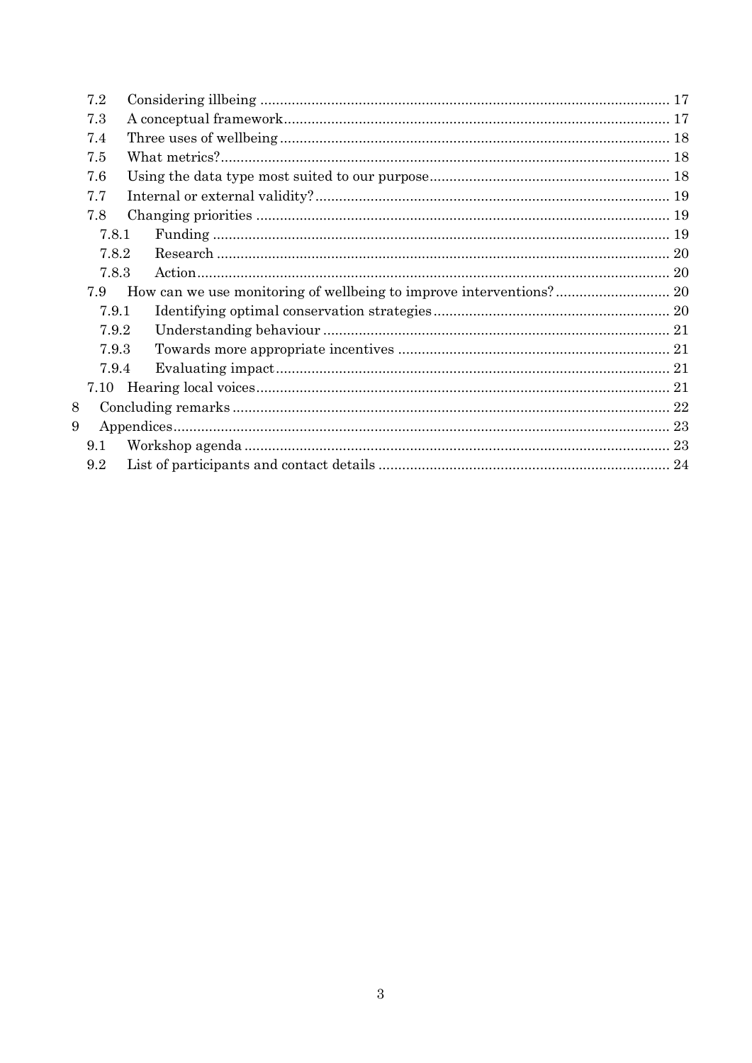- 7.2 Considering illbeing ........ 17
- 7.3 A conceptual framework ........ 17
- 7.4 Three uses of wellbeing ........ 18
- 7.5 What metrics? ........ 18
- 7.6 Using the data type most suited to our purpose ........ 18
- 7.7 Internal or external validity? ........ 19
- 7.8 Changing priorities ........ 19
  - 7.8.1 Funding ........ 19
  - 7.8.2 Research ........ 20
  - 7.8.3 Action ........ 20
- 7.9 How can we use monitoring of wellbeing to improve interventions? ........ 20
  - 7.9.1 Identifying optimal conservation strategies ........ 20
  - 7.9.2 Understanding behaviour ........ 21
  - 7.9.3 Towards more appropriate incentives ........ 21
  - 7.9.4 Evaluating impact ........ 21
- 7.10 Hearing local voices ........ 21

8 Concluding remarks ........ 22

9 Appendices ........ 23
- 9.1 Workshop agenda ........ 23
- 9.2 List of participants and contact details ........ 24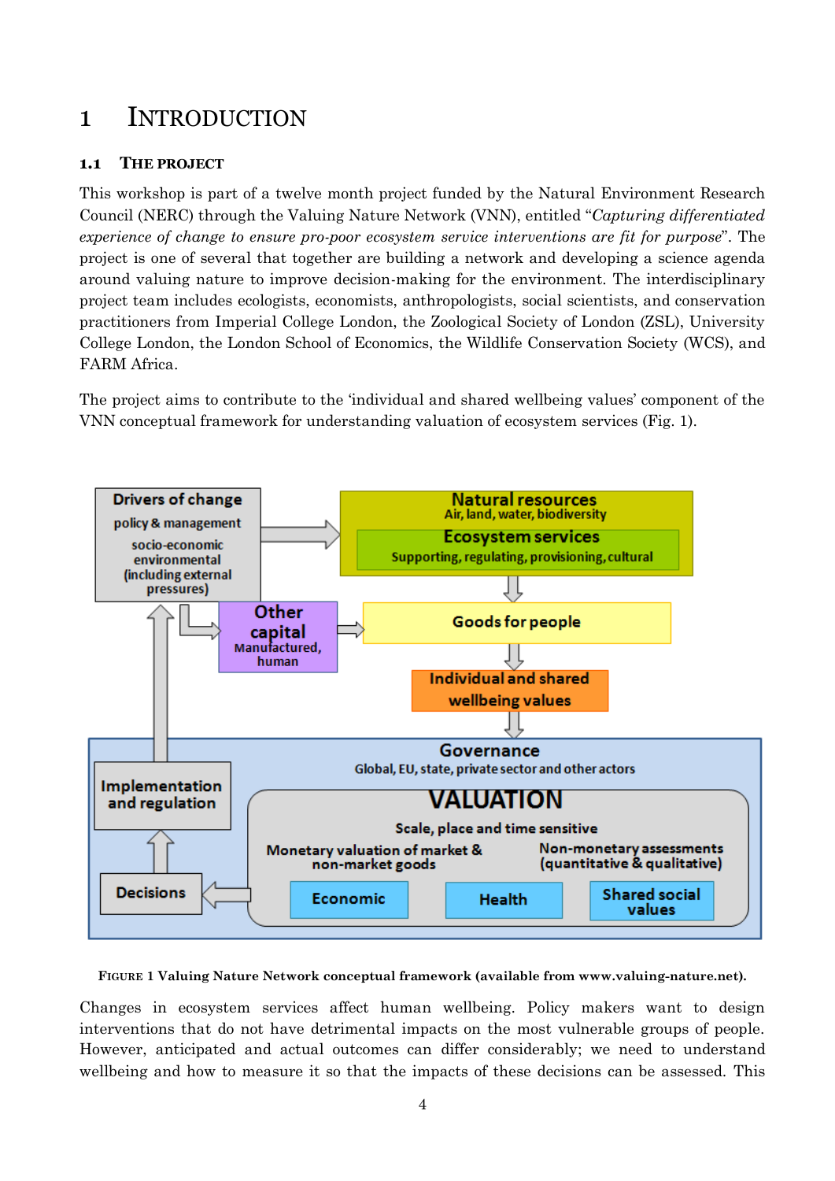# 1 INTRODUCTION

## 1.1 THE PROJECT

This workshop is part of a twelve month project funded by the Natural Environment Research Council (NERC) through the Valuing Nature Network (VNN), entitled "*Capturing differentiated experience of change to ensure pro-poor ecosystem service interventions are fit for purpose*". The project is one of several that together are building a network and developing a science agenda around valuing nature to improve decision-making for the environment. The interdisciplinary project team includes ecologists, economists, anthropologists, social scientists, and conservation practitioners from Imperial College London, the Zoological Society of London (ZSL), University College London, the London School of Economics, the Wildlife Conservation Society (WCS), and FARM Africa.

The project aims to contribute to the 'individual and shared wellbeing values' component of the VNN conceptual framework for understanding valuation of ecosystem services (Fig. 1).

FIGURE 1 Valuing Nature Network conceptual framework (available from www.valuing-nature.net).

Changes in ecosystem services affect human wellbeing. Policy makers want to design interventions that do not have detrimental impacts on the most vulnerable groups of people. However, anticipated and actual outcomes can differ considerably; we need to understand wellbeing and how to measure it so that the impacts of these decisions can be assessed. This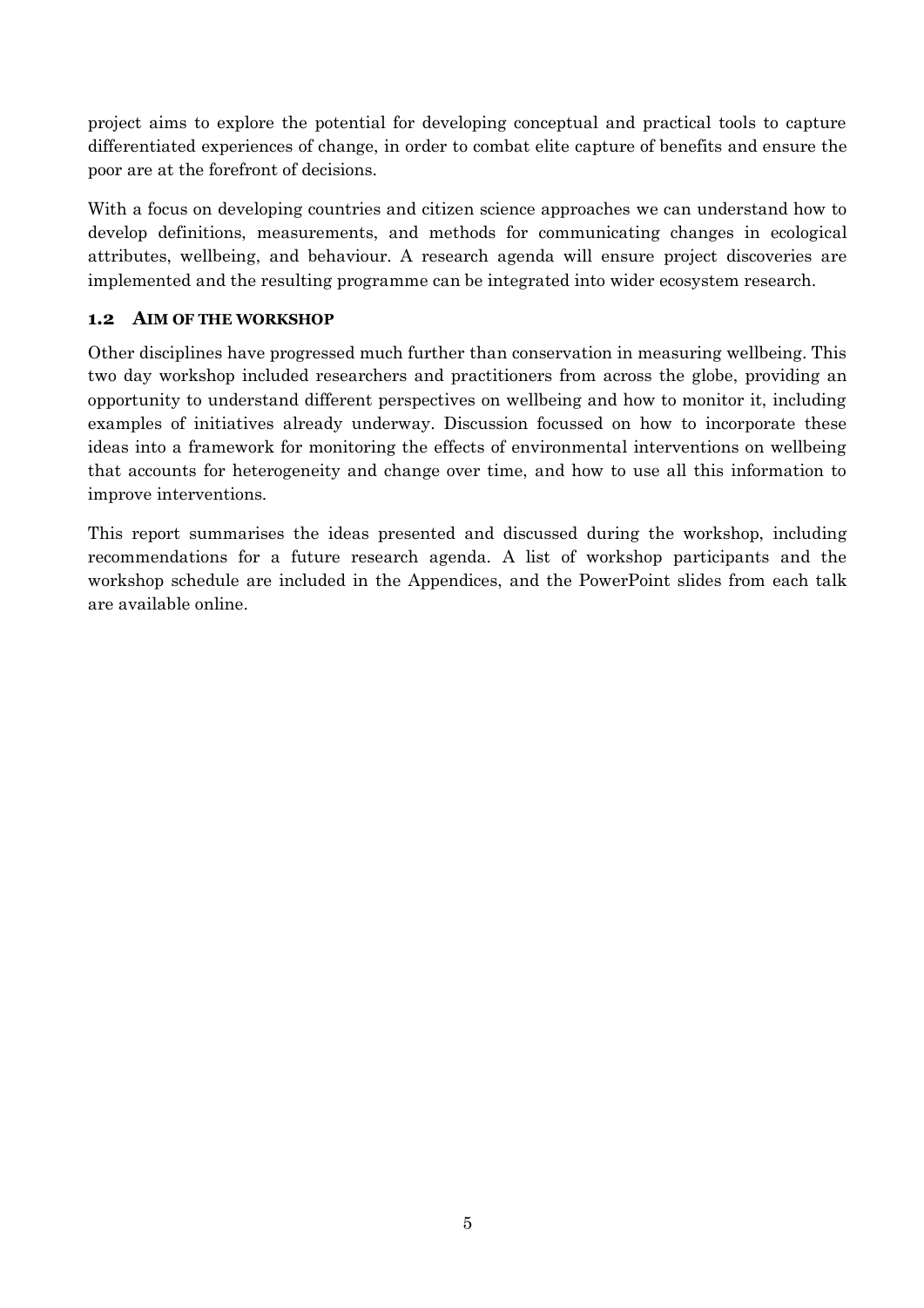project aims to explore the potential for developing conceptual and practical tools to capture differentiated experiences of change, in order to combat elite capture of benefits and ensure the poor are at the forefront of decisions.

With a focus on developing countries and citizen science approaches we can understand how to develop definitions, measurements, and methods for communicating changes in ecological attributes, wellbeing, and behaviour. A research agenda will ensure project discoveries are implemented and the resulting programme can be integrated into wider ecosystem research.

### 1.2 AIM OF THE WORKSHOP

Other disciplines have progressed much further than conservation in measuring wellbeing. This two day workshop included researchers and practitioners from across the globe, providing an opportunity to understand different perspectives on wellbeing and how to monitor it, including examples of initiatives already underway. Discussion focussed on how to incorporate these ideas into a framework for monitoring the effects of environmental interventions on wellbeing that accounts for heterogeneity and change over time, and how to use all this information to improve interventions.

This report summarises the ideas presented and discussed during the workshop, including recommendations for a future research agenda. A list of workshop participants and the workshop schedule are included in the Appendices, and the PowerPoint slides from each talk are available online.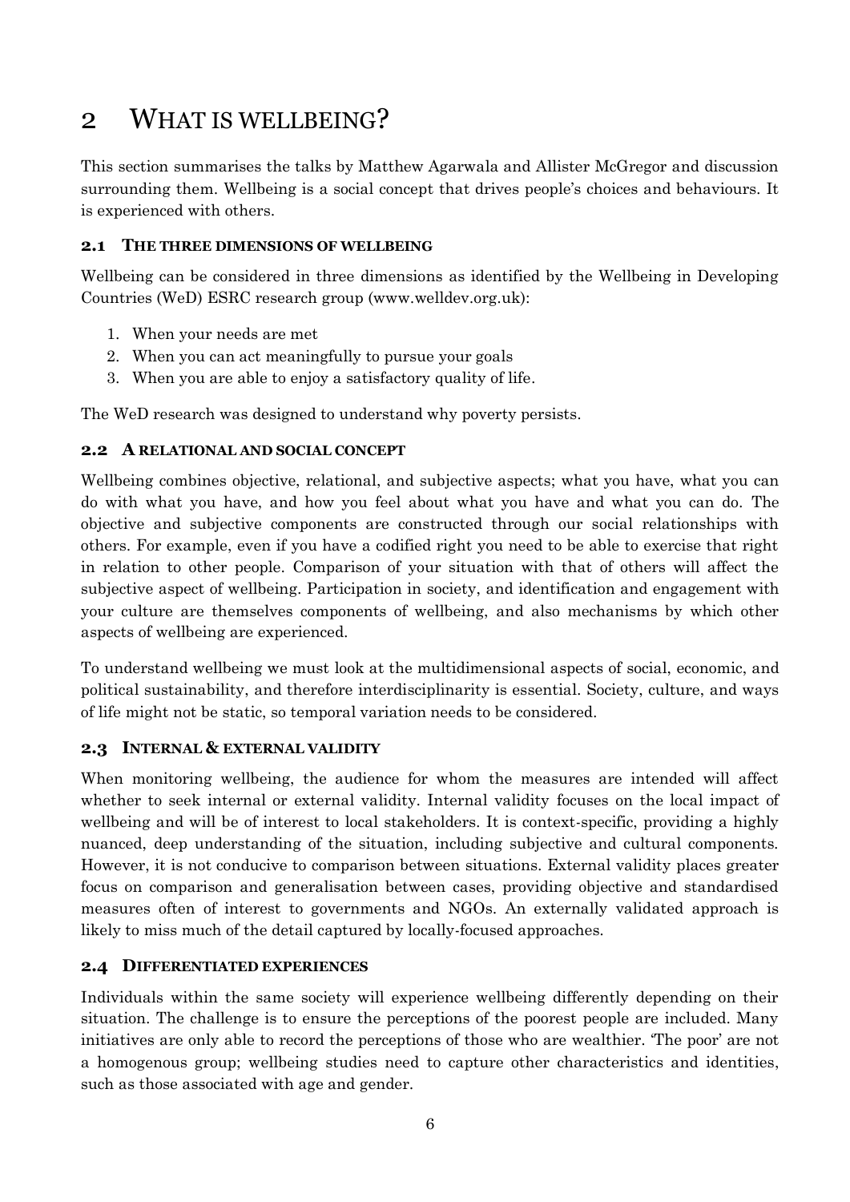# 2 What is wellbeing?

This section summarises the talks by Matthew Agarwala and Allister McGregor and discussion surrounding them. Wellbeing is a social concept that drives people's choices and behaviours. It is experienced with others.

## 2.1 The three dimensions of wellbeing

Wellbeing can be considered in three dimensions as identified by the Wellbeing in Developing Countries (WeD) ESRC research group (www.welldev.org.uk):

1. When your needs are met
2. When you can act meaningfully to pursue your goals
3. When you are able to enjoy a satisfactory quality of life.

The WeD research was designed to understand why poverty persists.

## 2.2 A relational and social concept

Wellbeing combines objective, relational, and subjective aspects; what you have, what you can do with what you have, and how you feel about what you have and what you can do. The objective and subjective components are constructed through our social relationships with others. For example, even if you have a codified right you need to be able to exercise that right in relation to other people. Comparison of your situation with that of others will affect the subjective aspect of wellbeing. Participation in society, and identification and engagement with your culture are themselves components of wellbeing, and also mechanisms by which other aspects of wellbeing are experienced.

To understand wellbeing we must look at the multidimensional aspects of social, economic, and political sustainability, and therefore interdisciplinarity is essential. Society, culture, and ways of life might not be static, so temporal variation needs to be considered.

## 2.3 Internal & external validity

When monitoring wellbeing, the audience for whom the measures are intended will affect whether to seek internal or external validity. Internal validity focuses on the local impact of wellbeing and will be of interest to local stakeholders. It is context-specific, providing a highly nuanced, deep understanding of the situation, including subjective and cultural components. However, it is not conducive to comparison between situations. External validity places greater focus on comparison and generalisation between cases, providing objective and standardised measures often of interest to governments and NGOs. An externally validated approach is likely to miss much of the detail captured by locally-focused approaches.

## 2.4 Differentiated experiences

Individuals within the same society will experience wellbeing differently depending on their situation. The challenge is to ensure the perceptions of the poorest people are included. Many initiatives are only able to record the perceptions of those who are wealthier. 'The poor' are not a homogenous group; wellbeing studies need to capture other characteristics and identities, such as those associated with age and gender.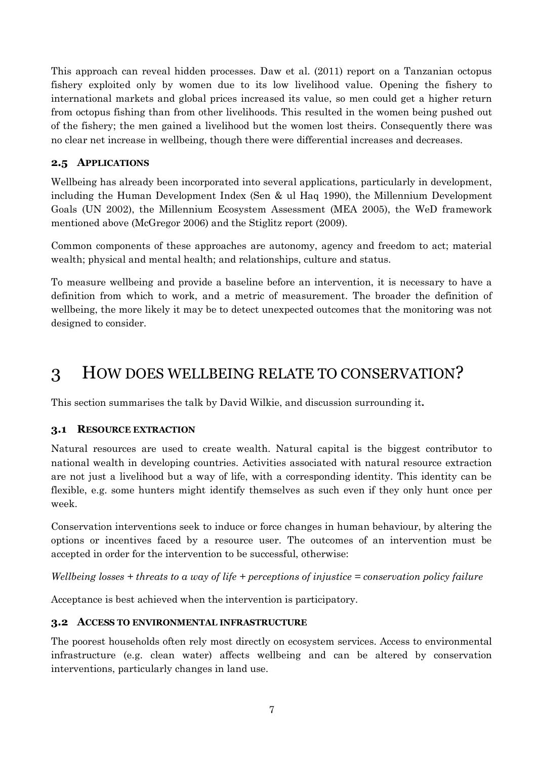This approach can reveal hidden processes. Daw et al. (2011) report on a Tanzanian octopus fishery exploited only by women due to its low livelihood value. Opening the fishery to international markets and global prices increased its value, so men could get a higher return from octopus fishing than from other livelihoods. This resulted in the women being pushed out of the fishery; the men gained a livelihood but the women lost theirs. Consequently there was no clear net increase in wellbeing, though there were differential increases and decreases.

### 2.5 APPLICATIONS

Wellbeing has already been incorporated into several applications, particularly in development, including the Human Development Index (Sen & ul Haq 1990), the Millennium Development Goals (UN 2002), the Millennium Ecosystem Assessment (MEA 2005), the WeD framework mentioned above (McGregor 2006) and the Stiglitz report (2009).

Common components of these approaches are autonomy, agency and freedom to act; material wealth; physical and mental health; and relationships, culture and status.

To measure wellbeing and provide a baseline before an intervention, it is necessary to have a definition from which to work, and a metric of measurement. The broader the definition of wellbeing, the more likely it may be to detect unexpected outcomes that the monitoring was not designed to consider.

# 3 HOW DOES WELLBEING RELATE TO CONSERVATION?

This section summarises the talk by David Wilkie, and discussion surrounding it.

### 3.1 RESOURCE EXTRACTION

Natural resources are used to create wealth. Natural capital is the biggest contributor to national wealth in developing countries. Activities associated with natural resource extraction are not just a livelihood but a way of life, with a corresponding identity. This identity can be flexible, e.g. some hunters might identify themselves as such even if they only hunt once per week.

Conservation interventions seek to induce or force changes in human behaviour, by altering the options or incentives faced by a resource user. The outcomes of an intervention must be accepted in order for the intervention to be successful, otherwise:

*Wellbeing losses + threats to a way of life + perceptions of injustice = conservation policy failure*

Acceptance is best achieved when the intervention is participatory.

### 3.2 ACCESS TO ENVIRONMENTAL INFRASTRUCTURE

The poorest households often rely most directly on ecosystem services. Access to environmental infrastructure (e.g. clean water) affects wellbeing and can be altered by conservation interventions, particularly changes in land use.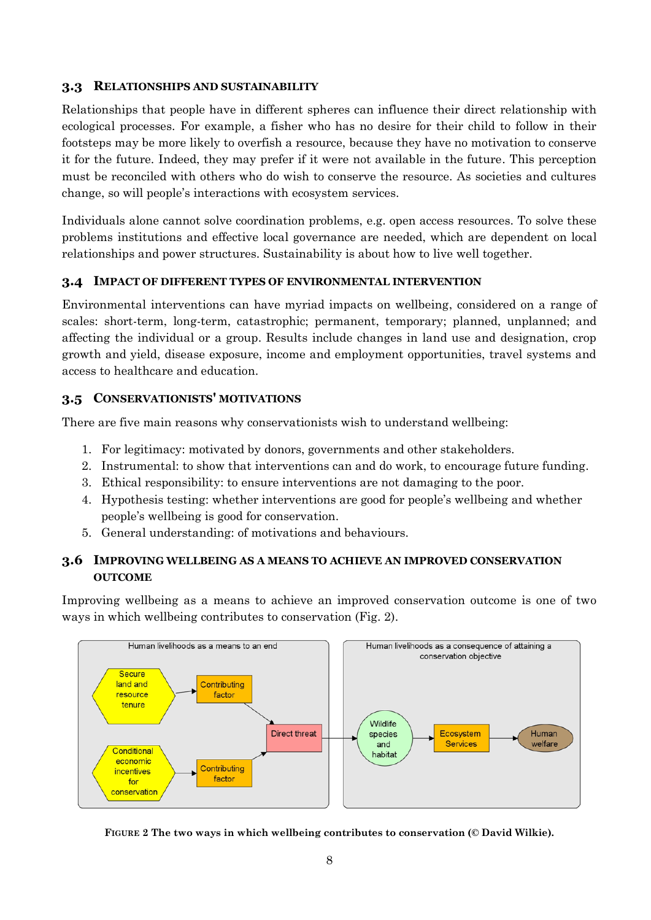### 3.3 Relationships and sustainability

Relationships that people have in different spheres can influence their direct relationship with ecological processes. For example, a fisher who has no desire for their child to follow in their footsteps may be more likely to overfish a resource, because they have no motivation to conserve it for the future. Indeed, they may prefer if it were not available in the future. This perception must be reconciled with others who do wish to conserve the resource. As societies and cultures change, so will people's interactions with ecosystem services.

Individuals alone cannot solve coordination problems, e.g. open access resources. To solve these problems institutions and effective local governance are needed, which are dependent on local relationships and power structures. Sustainability is about how to live well together.

### 3.4 Impact of different types of environmental intervention

Environmental interventions can have myriad impacts on wellbeing, considered on a range of scales: short-term, long-term, catastrophic; permanent, temporary; planned, unplanned; and affecting the individual or a group. Results include changes in land use and designation, crop growth and yield, disease exposure, income and employment opportunities, travel systems and access to healthcare and education.

### 3.5 Conservationists' motivations

There are five main reasons why conservationists wish to understand wellbeing:

1. For legitimacy: motivated by donors, governments and other stakeholders.
2. Instrumental: to show that interventions can and do work, to encourage future funding.
3. Ethical responsibility: to ensure interventions are not damaging to the poor.
4. Hypothesis testing: whether interventions are good for people's wellbeing and whether people's wellbeing is good for conservation.
5. General understanding: of motivations and behaviours.

### 3.6 Improving wellbeing as a means to achieve an improved conservation outcome

Improving wellbeing as a means to achieve an improved conservation outcome is one of two ways in which wellbeing contributes to conservation (Fig. 2).

Human livelihoods as a means to an end: Secure land and resource tenure → Contributing factor → Direct threat; Conditional economic incentives for conservation → Contributing factor → Direct threat

Human livelihoods as a consequence of attaining a conservation objective: Direct threat → Wildlife species and habitat → Ecosystem Services → Human welfare

**Figure 2 The two ways in which wellbeing contributes to conservation (© David Wilkie).**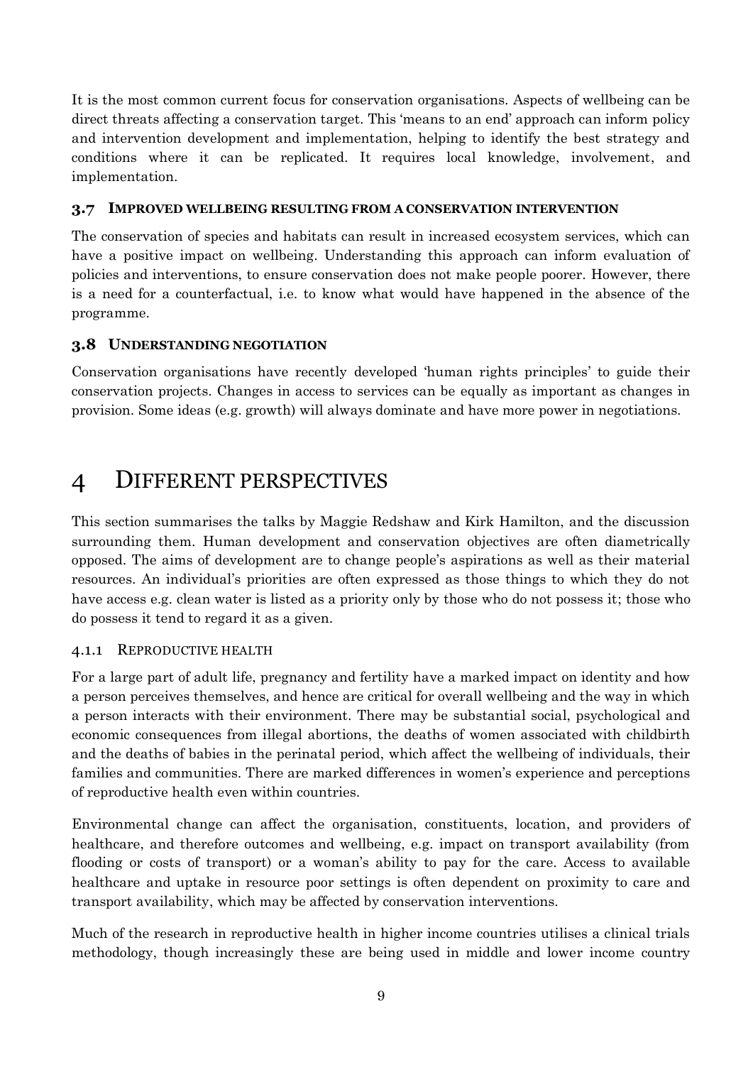It is the most common current focus for conservation organisations. Aspects of wellbeing can be direct threats affecting a conservation target. This 'means to an end' approach can inform policy and intervention development and implementation, helping to identify the best strategy and conditions where it can be replicated. It requires local knowledge, involvement, and implementation.

### 3.7 IMPROVED WELLBEING RESULTING FROM A CONSERVATION INTERVENTION

The conservation of species and habitats can result in increased ecosystem services, which can have a positive impact on wellbeing. Understanding this approach can inform evaluation of policies and interventions, to ensure conservation does not make people poorer. However, there is a need for a counterfactual, i.e. to know what would have happened in the absence of the programme.

### 3.8 UNDERSTANDING NEGOTIATION

Conservation organisations have recently developed 'human rights principles' to guide their conservation projects. Changes in access to services can be equally as important as changes in provision. Some ideas (e.g. growth) will always dominate and have more power in negotiations.

# 4 DIFFERENT PERSPECTIVES

This section summarises the talks by Maggie Redshaw and Kirk Hamilton, and the discussion surrounding them. Human development and conservation objectives are often diametrically opposed. The aims of development are to change people's aspirations as well as their material resources. An individual's priorities are often expressed as those things to which they do not have access e.g. clean water is listed as a priority only by those who do not possess it; those who do possess it tend to regard it as a given.

#### 4.1.1 REPRODUCTIVE HEALTH

For a large part of adult life, pregnancy and fertility have a marked impact on identity and how a person perceives themselves, and hence are critical for overall wellbeing and the way in which a person interacts with their environment. There may be substantial social, psychological and economic consequences from illegal abortions, the deaths of women associated with childbirth and the deaths of babies in the perinatal period, which affect the wellbeing of individuals, their families and communities. There are marked differences in women's experience and perceptions of reproductive health even within countries.

Environmental change can affect the organisation, constituents, location, and providers of healthcare, and therefore outcomes and wellbeing, e.g. impact on transport availability (from flooding or costs of transport) or a woman's ability to pay for the care. Access to available healthcare and uptake in resource poor settings is often dependent on proximity to care and transport availability, which may be affected by conservation interventions.

Much of the research in reproductive health in higher income countries utilises a clinical trials methodology, though increasingly these are being used in middle and lower income country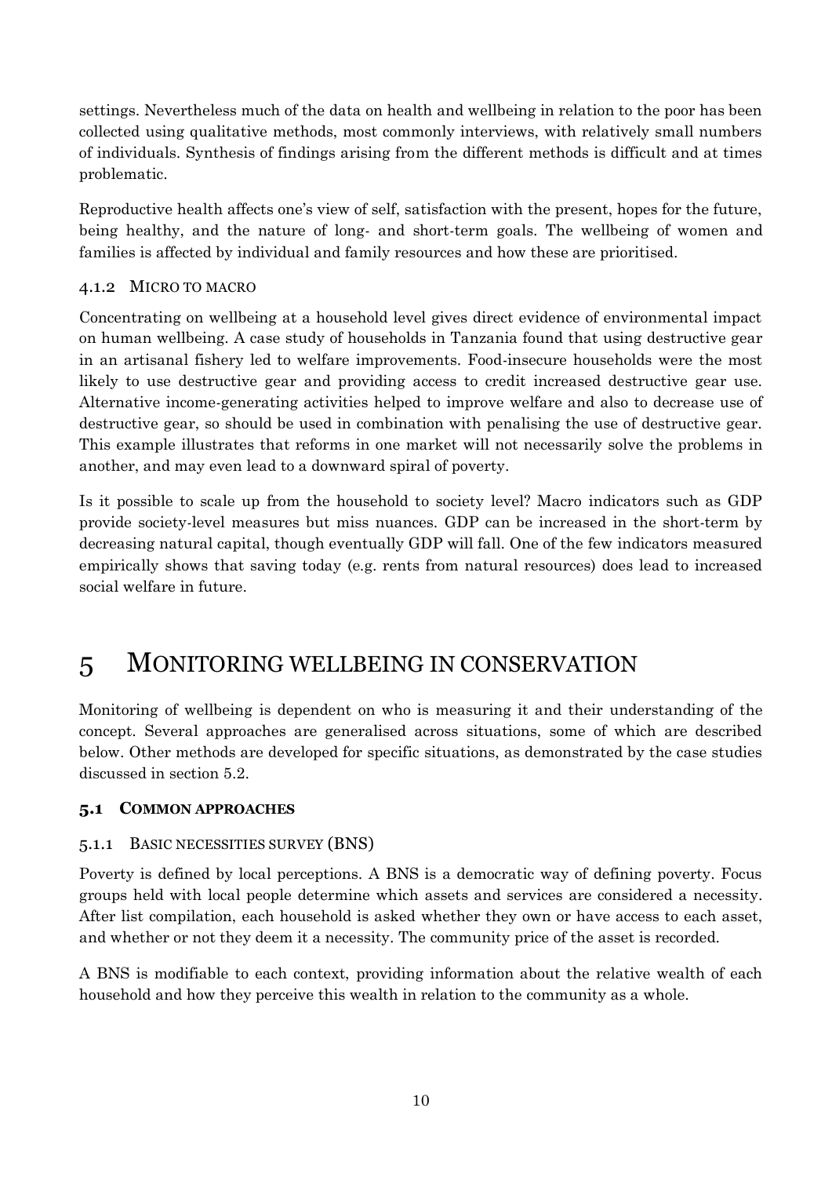settings. Nevertheless much of the data on health and wellbeing in relation to the poor has been collected using qualitative methods, most commonly interviews, with relatively small numbers of individuals. Synthesis of findings arising from the different methods is difficult and at times problematic.

Reproductive health affects one's view of self, satisfaction with the present, hopes for the future, being healthy, and the nature of long- and short-term goals. The wellbeing of women and families is affected by individual and family resources and how these are prioritised.

### 4.1.2 Micro to macro

Concentrating on wellbeing at a household level gives direct evidence of environmental impact on human wellbeing. A case study of households in Tanzania found that using destructive gear in an artisanal fishery led to welfare improvements. Food-insecure households were the most likely to use destructive gear and providing access to credit increased destructive gear use. Alternative income-generating activities helped to improve welfare and also to decrease use of destructive gear, so should be used in combination with penalising the use of destructive gear. This example illustrates that reforms in one market will not necessarily solve the problems in another, and may even lead to a downward spiral of poverty.

Is it possible to scale up from the household to society level? Macro indicators such as GDP provide society-level measures but miss nuances. GDP can be increased in the short-term by decreasing natural capital, though eventually GDP will fall. One of the few indicators measured empirically shows that saving today (e.g. rents from natural resources) does lead to increased social welfare in future.

# 5 Monitoring wellbeing in conservation

Monitoring of wellbeing is dependent on who is measuring it and their understanding of the concept. Several approaches are generalised across situations, some of which are described below. Other methods are developed for specific situations, as demonstrated by the case studies discussed in section 5.2.

## 5.1 Common approaches

### 5.1.1 Basic necessities survey (BNS)

Poverty is defined by local perceptions. A BNS is a democratic way of defining poverty. Focus groups held with local people determine which assets and services are considered a necessity. After list compilation, each household is asked whether they own or have access to each asset, and whether or not they deem it a necessity. The community price of the asset is recorded.

A BNS is modifiable to each context, providing information about the relative wealth of each household and how they perceive this wealth in relation to the community as a whole.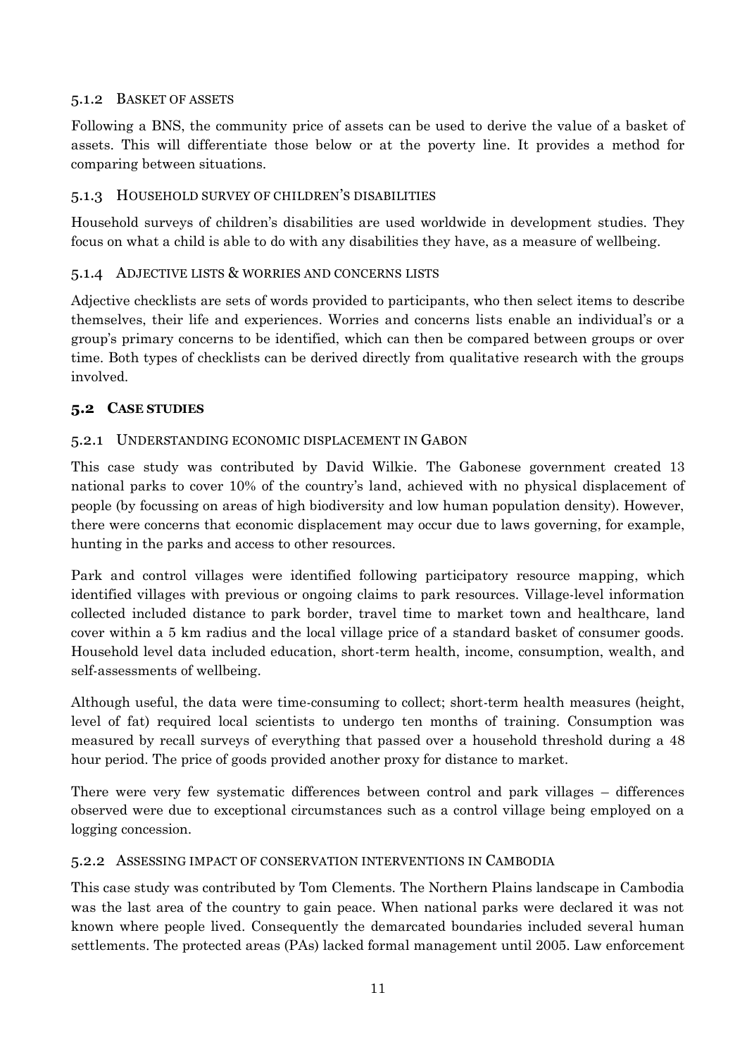### 5.1.2 BASKET OF ASSETS

Following a BNS, the community price of assets can be used to derive the value of a basket of assets. This will differentiate those below or at the poverty line. It provides a method for comparing between situations.

### 5.1.3 HOUSEHOLD SURVEY OF CHILDREN'S DISABILITIES

Household surveys of children's disabilities are used worldwide in development studies. They focus on what a child is able to do with any disabilities they have, as a measure of wellbeing.

### 5.1.4 ADJECTIVE LISTS & WORRIES AND CONCERNS LISTS

Adjective checklists are sets of words provided to participants, who then select items to describe themselves, their life and experiences. Worries and concerns lists enable an individual's or a group's primary concerns to be identified, which can then be compared between groups or over time. Both types of checklists can be derived directly from qualitative research with the groups involved.

## 5.2 CASE STUDIES

### 5.2.1 UNDERSTANDING ECONOMIC DISPLACEMENT IN GABON

This case study was contributed by David Wilkie. The Gabonese government created 13 national parks to cover 10% of the country's land, achieved with no physical displacement of people (by focussing on areas of high biodiversity and low human population density). However, there were concerns that economic displacement may occur due to laws governing, for example, hunting in the parks and access to other resources.

Park and control villages were identified following participatory resource mapping, which identified villages with previous or ongoing claims to park resources. Village-level information collected included distance to park border, travel time to market town and healthcare, land cover within a 5 km radius and the local village price of a standard basket of consumer goods. Household level data included education, short-term health, income, consumption, wealth, and self-assessments of wellbeing.

Although useful, the data were time-consuming to collect; short-term health measures (height, level of fat) required local scientists to undergo ten months of training. Consumption was measured by recall surveys of everything that passed over a household threshold during a 48 hour period. The price of goods provided another proxy for distance to market.

There were very few systematic differences between control and park villages – differences observed were due to exceptional circumstances such as a control village being employed on a logging concession.

### 5.2.2 ASSESSING IMPACT OF CONSERVATION INTERVENTIONS IN CAMBODIA

This case study was contributed by Tom Clements. The Northern Plains landscape in Cambodia was the last area of the country to gain peace. When national parks were declared it was not known where people lived. Consequently the demarcated boundaries included several human settlements. The protected areas (PAs) lacked formal management until 2005. Law enforcement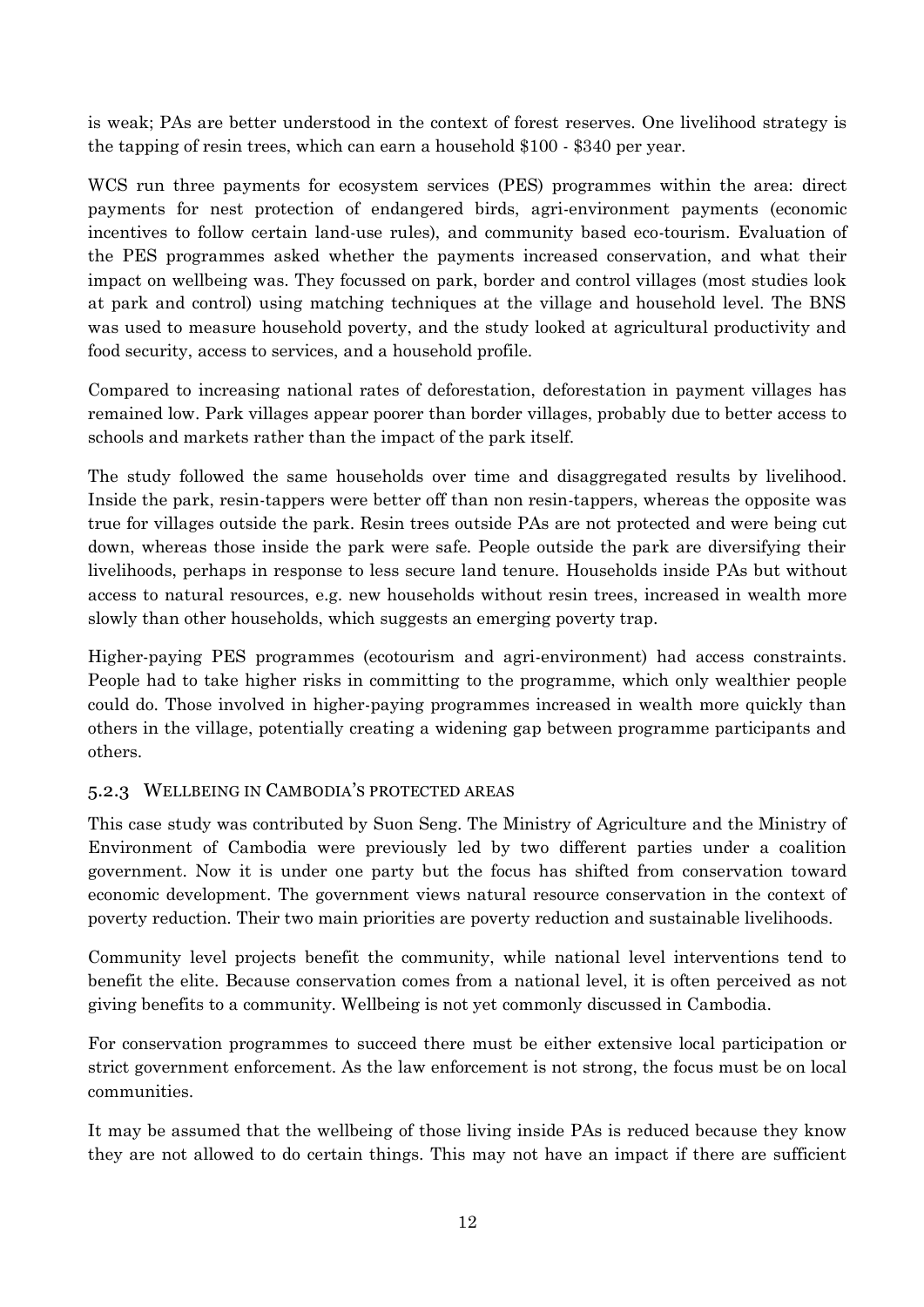is weak; PAs are better understood in the context of forest reserves. One livelihood strategy is the tapping of resin trees, which can earn a household $100 - $340 per year.

WCS run three payments for ecosystem services (PES) programmes within the area: direct payments for nest protection of endangered birds, agri-environment payments (economic incentives to follow certain land-use rules), and community based eco-tourism. Evaluation of the PES programmes asked whether the payments increased conservation, and what their impact on wellbeing was. They focussed on park, border and control villages (most studies look at park and control) using matching techniques at the village and household level. The BNS was used to measure household poverty, and the study looked at agricultural productivity and food security, access to services, and a household profile.

Compared to increasing national rates of deforestation, deforestation in payment villages has remained low. Park villages appear poorer than border villages, probably due to better access to schools and markets rather than the impact of the park itself.

The study followed the same households over time and disaggregated results by livelihood. Inside the park, resin-tappers were better off than non resin-tappers, whereas the opposite was true for villages outside the park. Resin trees outside PAs are not protected and were being cut down, whereas those inside the park were safe. People outside the park are diversifying their livelihoods, perhaps in response to less secure land tenure. Households inside PAs but without access to natural resources, e.g. new households without resin trees, increased in wealth more slowly than other households, which suggests an emerging poverty trap.

Higher-paying PES programmes (ecotourism and agri-environment) had access constraints. People had to take higher risks in committing to the programme, which only wealthier people could do. Those involved in higher-paying programmes increased in wealth more quickly than others in the village, potentially creating a widening gap between programme participants and others.

### 5.2.3 Wellbeing in Cambodia's protected areas

This case study was contributed by Suon Seng. The Ministry of Agriculture and the Ministry of Environment of Cambodia were previously led by two different parties under a coalition government. Now it is under one party but the focus has shifted from conservation toward economic development. The government views natural resource conservation in the context of poverty reduction. Their two main priorities are poverty reduction and sustainable livelihoods.

Community level projects benefit the community, while national level interventions tend to benefit the elite. Because conservation comes from a national level, it is often perceived as not giving benefits to a community. Wellbeing is not yet commonly discussed in Cambodia.

For conservation programmes to succeed there must be either extensive local participation or strict government enforcement. As the law enforcement is not strong, the focus must be on local communities.

It may be assumed that the wellbeing of those living inside PAs is reduced because they know they are not allowed to do certain things. This may not have an impact if there are sufficient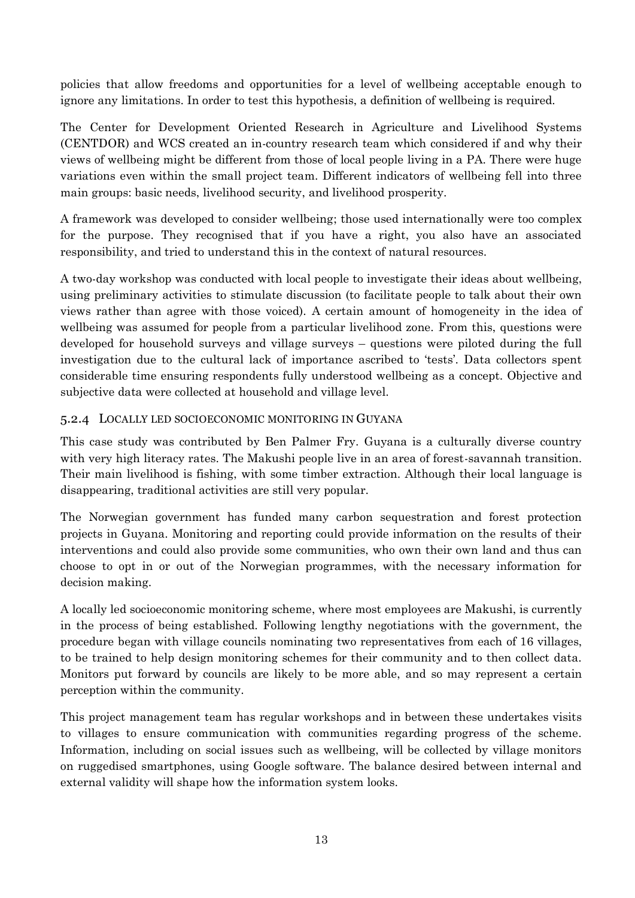policies that allow freedoms and opportunities for a level of wellbeing acceptable enough to ignore any limitations. In order to test this hypothesis, a definition of wellbeing is required.

The Center for Development Oriented Research in Agriculture and Livelihood Systems (CENTDOR) and WCS created an in-country research team which considered if and why their views of wellbeing might be different from those of local people living in a PA. There were huge variations even within the small project team. Different indicators of wellbeing fell into three main groups: basic needs, livelihood security, and livelihood prosperity.

A framework was developed to consider wellbeing; those used internationally were too complex for the purpose. They recognised that if you have a right, you also have an associated responsibility, and tried to understand this in the context of natural resources.

A two-day workshop was conducted with local people to investigate their ideas about wellbeing, using preliminary activities to stimulate discussion (to facilitate people to talk about their own views rather than agree with those voiced). A certain amount of homogeneity in the idea of wellbeing was assumed for people from a particular livelihood zone. From this, questions were developed for household surveys and village surveys – questions were piloted during the full investigation due to the cultural lack of importance ascribed to 'tests'. Data collectors spent considerable time ensuring respondents fully understood wellbeing as a concept. Objective and subjective data were collected at household and village level.

### 5.2.4 Locally led socioeconomic monitoring in Guyana

This case study was contributed by Ben Palmer Fry. Guyana is a culturally diverse country with very high literacy rates. The Makushi people live in an area of forest-savannah transition. Their main livelihood is fishing, with some timber extraction. Although their local language is disappearing, traditional activities are still very popular.

The Norwegian government has funded many carbon sequestration and forest protection projects in Guyana. Monitoring and reporting could provide information on the results of their interventions and could also provide some communities, who own their own land and thus can choose to opt in or out of the Norwegian programmes, with the necessary information for decision making.

A locally led socioeconomic monitoring scheme, where most employees are Makushi, is currently in the process of being established. Following lengthy negotiations with the government, the procedure began with village councils nominating two representatives from each of 16 villages, to be trained to help design monitoring schemes for their community and to then collect data. Monitors put forward by councils are likely to be more able, and so may represent a certain perception within the community.

This project management team has regular workshops and in between these undertakes visits to villages to ensure communication with communities regarding progress of the scheme. Information, including on social issues such as wellbeing, will be collected by village monitors on ruggedised smartphones, using Google software. The balance desired between internal and external validity will shape how the information system looks.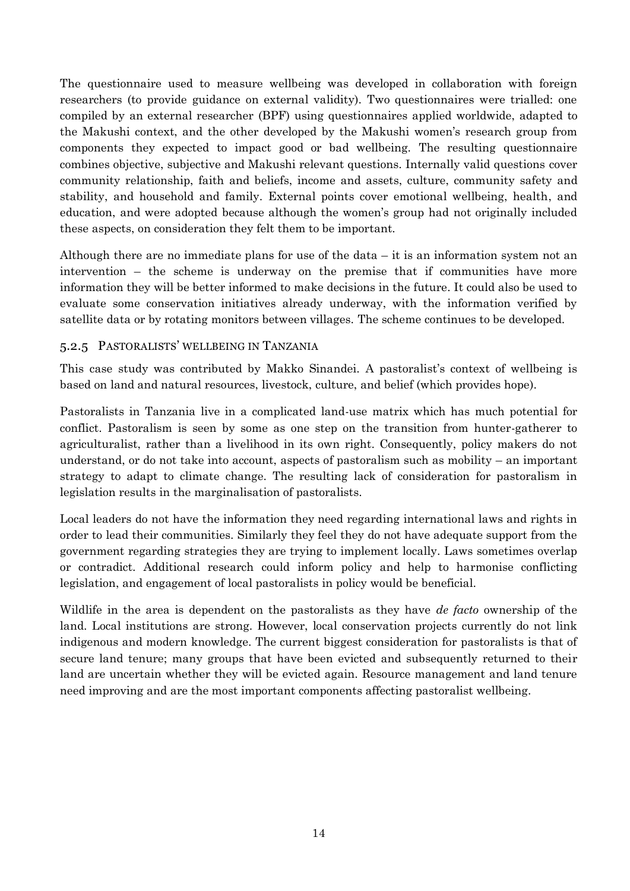The questionnaire used to measure wellbeing was developed in collaboration with foreign researchers (to provide guidance on external validity). Two questionnaires were trialled: one compiled by an external researcher (BPF) using questionnaires applied worldwide, adapted to the Makushi context, and the other developed by the Makushi women's research group from components they expected to impact good or bad wellbeing. The resulting questionnaire combines objective, subjective and Makushi relevant questions. Internally valid questions cover community relationship, faith and beliefs, income and assets, culture, community safety and stability, and household and family. External points cover emotional wellbeing, health, and education, and were adopted because although the women's group had not originally included these aspects, on consideration they felt them to be important.

Although there are no immediate plans for use of the data – it is an information system not an intervention – the scheme is underway on the premise that if communities have more information they will be better informed to make decisions in the future. It could also be used to evaluate some conservation initiatives already underway, with the information verified by satellite data or by rotating monitors between villages. The scheme continues to be developed.

### 5.2.5 Pastoralists' wellbeing in Tanzania

This case study was contributed by Makko Sinandei. A pastoralist's context of wellbeing is based on land and natural resources, livestock, culture, and belief (which provides hope).

Pastoralists in Tanzania live in a complicated land-use matrix which has much potential for conflict. Pastoralism is seen by some as one step on the transition from hunter-gatherer to agriculturalist, rather than a livelihood in its own right. Consequently, policy makers do not understand, or do not take into account, aspects of pastoralism such as mobility – an important strategy to adapt to climate change. The resulting lack of consideration for pastoralism in legislation results in the marginalisation of pastoralists.

Local leaders do not have the information they need regarding international laws and rights in order to lead their communities. Similarly they feel they do not have adequate support from the government regarding strategies they are trying to implement locally. Laws sometimes overlap or contradict. Additional research could inform policy and help to harmonise conflicting legislation, and engagement of local pastoralists in policy would be beneficial.

Wildlife in the area is dependent on the pastoralists as they have *de facto* ownership of the land. Local institutions are strong. However, local conservation projects currently do not link indigenous and modern knowledge. The current biggest consideration for pastoralists is that of secure land tenure; many groups that have been evicted and subsequently returned to their land are uncertain whether they will be evicted again. Resource management and land tenure need improving and are the most important components affecting pastoralist wellbeing.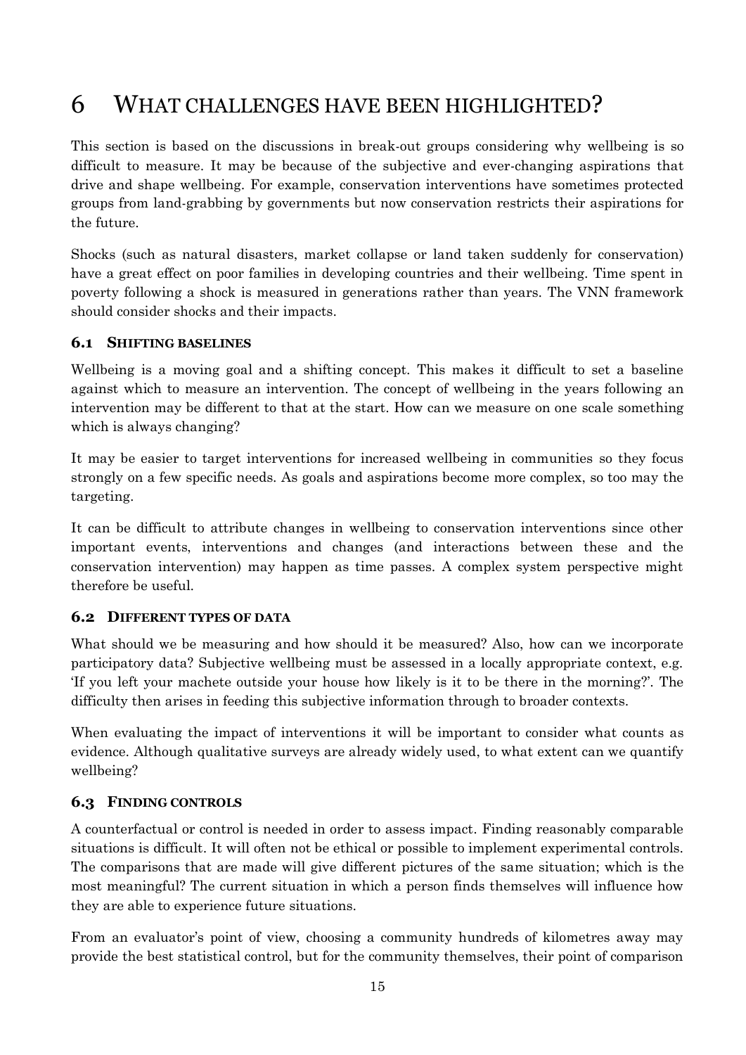# 6 WHAT CHALLENGES HAVE BEEN HIGHLIGHTED?

This section is based on the discussions in break-out groups considering why wellbeing is so difficult to measure. It may be because of the subjective and ever-changing aspirations that drive and shape wellbeing. For example, conservation interventions have sometimes protected groups from land-grabbing by governments but now conservation restricts their aspirations for the future.

Shocks (such as natural disasters, market collapse or land taken suddenly for conservation) have a great effect on poor families in developing countries and their wellbeing. Time spent in poverty following a shock is measured in generations rather than years. The VNN framework should consider shocks and their impacts.

## 6.1 SHIFTING BASELINES

Wellbeing is a moving goal and a shifting concept. This makes it difficult to set a baseline against which to measure an intervention. The concept of wellbeing in the years following an intervention may be different to that at the start. How can we measure on one scale something which is always changing?

It may be easier to target interventions for increased wellbeing in communities so they focus strongly on a few specific needs. As goals and aspirations become more complex, so too may the targeting.

It can be difficult to attribute changes in wellbeing to conservation interventions since other important events, interventions and changes (and interactions between these and the conservation intervention) may happen as time passes. A complex system perspective might therefore be useful.

## 6.2 DIFFERENT TYPES OF DATA

What should we be measuring and how should it be measured? Also, how can we incorporate participatory data? Subjective wellbeing must be assessed in a locally appropriate context, e.g. 'If you left your machete outside your house how likely is it to be there in the morning?'. The difficulty then arises in feeding this subjective information through to broader contexts.

When evaluating the impact of interventions it will be important to consider what counts as evidence. Although qualitative surveys are already widely used, to what extent can we quantify wellbeing?

## 6.3 FINDING CONTROLS

A counterfactual or control is needed in order to assess impact. Finding reasonably comparable situations is difficult. It will often not be ethical or possible to implement experimental controls. The comparisons that are made will give different pictures of the same situation; which is the most meaningful? The current situation in which a person finds themselves will influence how they are able to experience future situations.

From an evaluator's point of view, choosing a community hundreds of kilometres away may provide the best statistical control, but for the community themselves, their point of comparison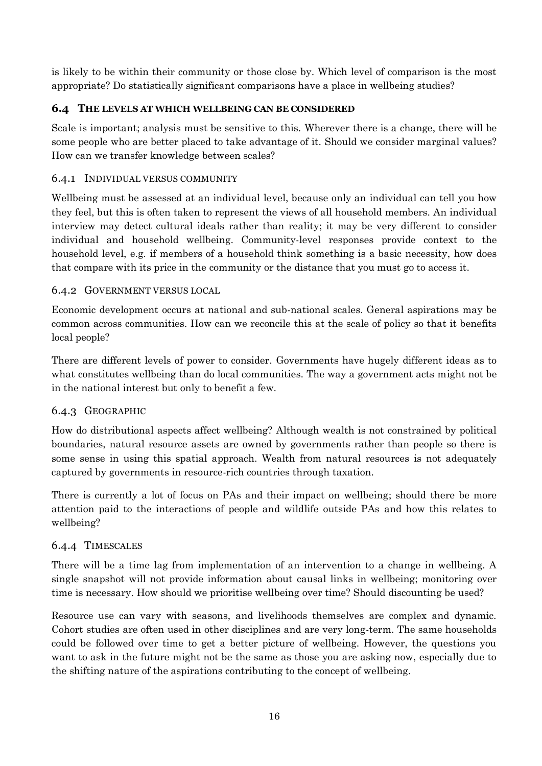is likely to be within their community or those close by. Which level of comparison is the most appropriate? Do statistically significant comparisons have a place in wellbeing studies?

## 6.4 THE LEVELS AT WHICH WELLBEING CAN BE CONSIDERED

Scale is important; analysis must be sensitive to this. Wherever there is a change, there will be some people who are better placed to take advantage of it. Should we consider marginal values? How can we transfer knowledge between scales?

### 6.4.1 INDIVIDUAL VERSUS COMMUNITY

Wellbeing must be assessed at an individual level, because only an individual can tell you how they feel, but this is often taken to represent the views of all household members. An individual interview may detect cultural ideals rather than reality; it may be very different to consider individual and household wellbeing. Community-level responses provide context to the household level, e.g. if members of a household think something is a basic necessity, how does that compare with its price in the community or the distance that you must go to access it.

### 6.4.2 GOVERNMENT VERSUS LOCAL

Economic development occurs at national and sub-national scales. General aspirations may be common across communities. How can we reconcile this at the scale of policy so that it benefits local people?

There are different levels of power to consider. Governments have hugely different ideas as to what constitutes wellbeing than do local communities. The way a government acts might not be in the national interest but only to benefit a few.

### 6.4.3 GEOGRAPHIC

How do distributional aspects affect wellbeing? Although wealth is not constrained by political boundaries, natural resource assets are owned by governments rather than people so there is some sense in using this spatial approach. Wealth from natural resources is not adequately captured by governments in resource-rich countries through taxation.

There is currently a lot of focus on PAs and their impact on wellbeing; should there be more attention paid to the interactions of people and wildlife outside PAs and how this relates to wellbeing?

### 6.4.4 TIMESCALES

There will be a time lag from implementation of an intervention to a change in wellbeing. A single snapshot will not provide information about causal links in wellbeing; monitoring over time is necessary. How should we prioritise wellbeing over time? Should discounting be used?

Resource use can vary with seasons, and livelihoods themselves are complex and dynamic. Cohort studies are often used in other disciplines and are very long-term. The same households could be followed over time to get a better picture of wellbeing. However, the questions you want to ask in the future might not be the same as those you are asking now, especially due to the shifting nature of the aspirations contributing to the concept of wellbeing.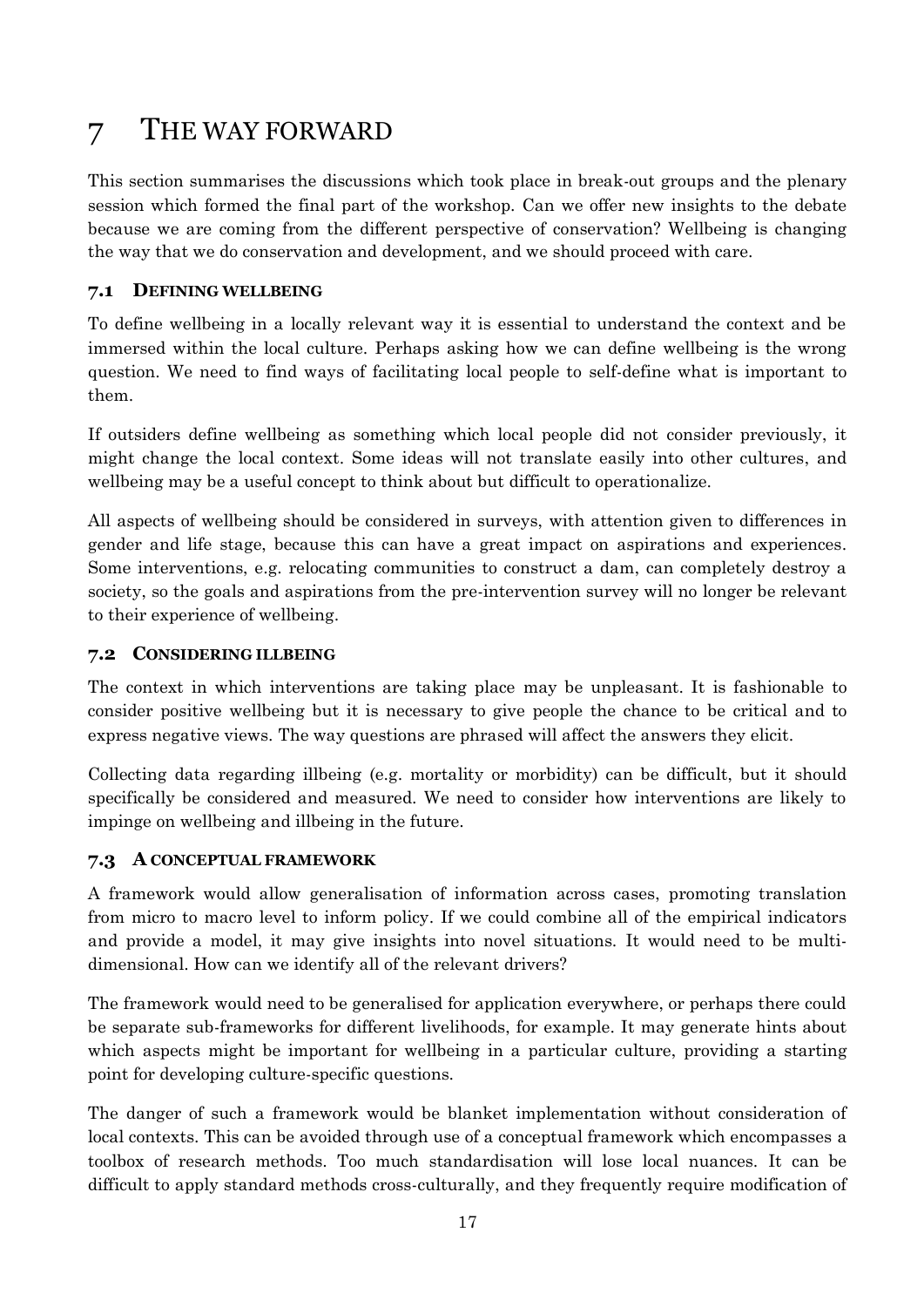# 7 THE WAY FORWARD

This section summarises the discussions which took place in break-out groups and the plenary session which formed the final part of the workshop. Can we offer new insights to the debate because we are coming from the different perspective of conservation? Wellbeing is changing the way that we do conservation and development, and we should proceed with care.

## 7.1 DEFINING WELLBEING

To define wellbeing in a locally relevant way it is essential to understand the context and be immersed within the local culture. Perhaps asking how we can define wellbeing is the wrong question. We need to find ways of facilitating local people to self-define what is important to them.

If outsiders define wellbeing as something which local people did not consider previously, it might change the local context. Some ideas will not translate easily into other cultures, and wellbeing may be a useful concept to think about but difficult to operationalize.

All aspects of wellbeing should be considered in surveys, with attention given to differences in gender and life stage, because this can have a great impact on aspirations and experiences. Some interventions, e.g. relocating communities to construct a dam, can completely destroy a society, so the goals and aspirations from the pre-intervention survey will no longer be relevant to their experience of wellbeing.

## 7.2 CONSIDERING ILLBEING

The context in which interventions are taking place may be unpleasant. It is fashionable to consider positive wellbeing but it is necessary to give people the chance to be critical and to express negative views. The way questions are phrased will affect the answers they elicit.

Collecting data regarding illbeing (e.g. mortality or morbidity) can be difficult, but it should specifically be considered and measured. We need to consider how interventions are likely to impinge on wellbeing and illbeing in the future.

## 7.3 A CONCEPTUAL FRAMEWORK

A framework would allow generalisation of information across cases, promoting translation from micro to macro level to inform policy. If we could combine all of the empirical indicators and provide a model, it may give insights into novel situations. It would need to be multi-dimensional. How can we identify all of the relevant drivers?

The framework would need to be generalised for application everywhere, or perhaps there could be separate sub-frameworks for different livelihoods, for example. It may generate hints about which aspects might be important for wellbeing in a particular culture, providing a starting point for developing culture-specific questions.

The danger of such a framework would be blanket implementation without consideration of local contexts. This can be avoided through use of a conceptual framework which encompasses a toolbox of research methods. Too much standardisation will lose local nuances. It can be difficult to apply standard methods cross-culturally, and they frequently require modification of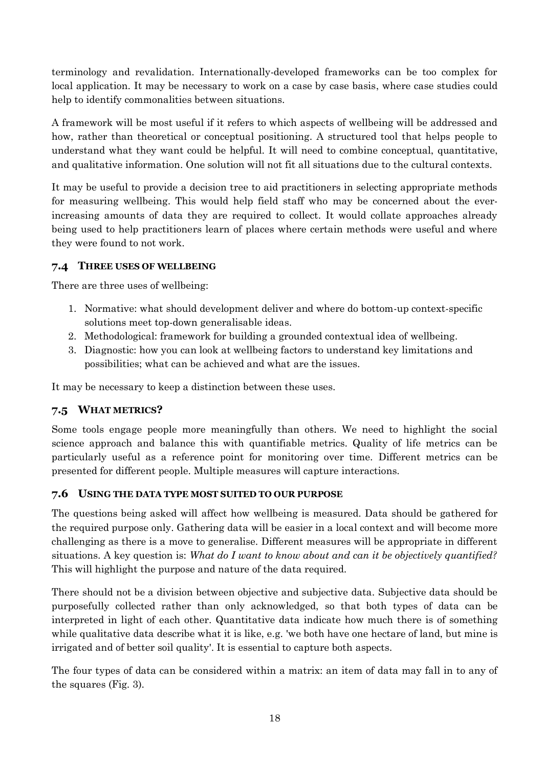terminology and revalidation. Internationally-developed frameworks can be too complex for local application. It may be necessary to work on a case by case basis, where case studies could help to identify commonalities between situations.

A framework will be most useful if it refers to which aspects of wellbeing will be addressed and how, rather than theoretical or conceptual positioning. A structured tool that helps people to understand what they want could be helpful. It will need to combine conceptual, quantitative, and qualitative information. One solution will not fit all situations due to the cultural contexts.

It may be useful to provide a decision tree to aid practitioners in selecting appropriate methods for measuring wellbeing. This would help field staff who may be concerned about the ever-increasing amounts of data they are required to collect. It would collate approaches already being used to help practitioners learn of places where certain methods were useful and where they were found to not work.

### 7.4 THREE USES OF WELLBEING

There are three uses of wellbeing:

1. Normative: what should development deliver and where do bottom-up context-specific solutions meet top-down generalisable ideas.
2. Methodological: framework for building a grounded contextual idea of wellbeing.
3. Diagnostic: how you can look at wellbeing factors to understand key limitations and possibilities; what can be achieved and what are the issues.

It may be necessary to keep a distinction between these uses.

### 7.5 WHAT METRICS?

Some tools engage people more meaningfully than others. We need to highlight the social science approach and balance this with quantifiable metrics. Quality of life metrics can be particularly useful as a reference point for monitoring over time. Different metrics can be presented for different people. Multiple measures will capture interactions.

### 7.6 USING THE DATA TYPE MOST SUITED TO OUR PURPOSE

The questions being asked will affect how wellbeing is measured. Data should be gathered for the required purpose only. Gathering data will be easier in a local context and will become more challenging as there is a move to generalise. Different measures will be appropriate in different situations. A key question is: *What do I want to know about and can it be objectively quantified?* This will highlight the purpose and nature of the data required.

There should not be a division between objective and subjective data. Subjective data should be purposefully collected rather than only acknowledged, so that both types of data can be interpreted in light of each other. Quantitative data indicate how much there is of something while qualitative data describe what it is like, e.g. 'we both have one hectare of land, but mine is irrigated and of better soil quality'. It is essential to capture both aspects.

The four types of data can be considered within a matrix: an item of data may fall in to any of the squares (Fig. 3).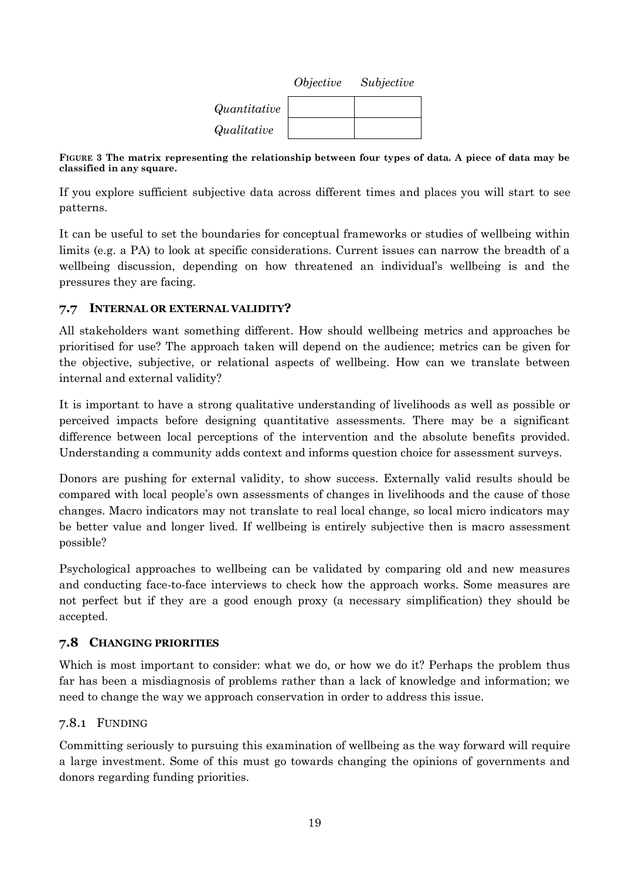| | *Objective* | *Subjective* |
|---|---|---|
| *Quantitative* | | |
| *Qualitative* | | |

**FIGURE 3 The matrix representing the relationship between four types of data. A piece of data may be classified in any square.**

If you explore sufficient subjective data across different times and places you will start to see patterns.

It can be useful to set the boundaries for conceptual frameworks or studies of wellbeing within limits (e.g. a PA) to look at specific considerations. Current issues can narrow the breadth of a wellbeing discussion, depending on how threatened an individual's wellbeing is and the pressures they are facing.

## 7.7 INTERNAL OR EXTERNAL VALIDITY?

All stakeholders want something different. How should wellbeing metrics and approaches be prioritised for use? The approach taken will depend on the audience; metrics can be given for the objective, subjective, or relational aspects of wellbeing. How can we translate between internal and external validity?

It is important to have a strong qualitative understanding of livelihoods as well as possible or perceived impacts before designing quantitative assessments. There may be a significant difference between local perceptions of the intervention and the absolute benefits provided. Understanding a community adds context and informs question choice for assessment surveys.

Donors are pushing for external validity, to show success. Externally valid results should be compared with local people's own assessments of changes in livelihoods and the cause of those changes. Macro indicators may not translate to real local change, so local micro indicators may be better value and longer lived. If wellbeing is entirely subjective then is macro assessment possible?

Psychological approaches to wellbeing can be validated by comparing old and new measures and conducting face-to-face interviews to check how the approach works. Some measures are not perfect but if they are a good enough proxy (a necessary simplification) they should be accepted.

## 7.8 CHANGING PRIORITIES

Which is most important to consider: what we do, or how we do it? Perhaps the problem thus far has been a misdiagnosis of problems rather than a lack of knowledge and information; we need to change the way we approach conservation in order to address this issue.

### 7.8.1 FUNDING

Committing seriously to pursuing this examination of wellbeing as the way forward will require a large investment. Some of this must go towards changing the opinions of governments and donors regarding funding priorities.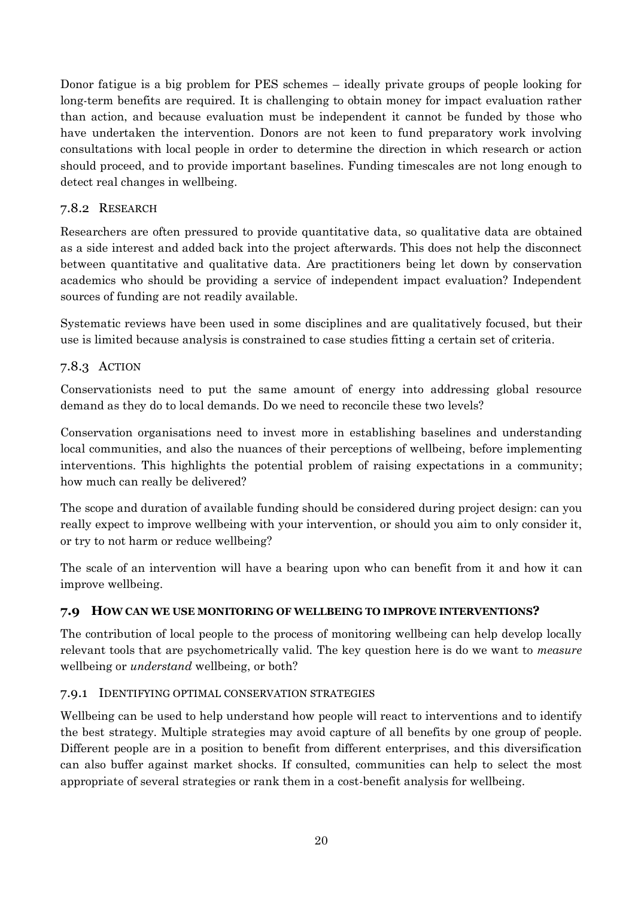Donor fatigue is a big problem for PES schemes – ideally private groups of people looking for long-term benefits are required. It is challenging to obtain money for impact evaluation rather than action, and because evaluation must be independent it cannot be funded by those who have undertaken the intervention. Donors are not keen to fund preparatory work involving consultations with local people in order to determine the direction in which research or action should proceed, and to provide important baselines. Funding timescales are not long enough to detect real changes in wellbeing.

### 7.8.2 RESEARCH

Researchers are often pressured to provide quantitative data, so qualitative data are obtained as a side interest and added back into the project afterwards. This does not help the disconnect between quantitative and qualitative data. Are practitioners being let down by conservation academics who should be providing a service of independent impact evaluation? Independent sources of funding are not readily available.

Systematic reviews have been used in some disciplines and are qualitatively focused, but their use is limited because analysis is constrained to case studies fitting a certain set of criteria.

### 7.8.3 ACTION

Conservationists need to put the same amount of energy into addressing global resource demand as they do to local demands. Do we need to reconcile these two levels?

Conservation organisations need to invest more in establishing baselines and understanding local communities, and also the nuances of their perceptions of wellbeing, before implementing interventions. This highlights the potential problem of raising expectations in a community; how much can really be delivered?

The scope and duration of available funding should be considered during project design: can you really expect to improve wellbeing with your intervention, or should you aim to only consider it, or try to not harm or reduce wellbeing?

The scale of an intervention will have a bearing upon who can benefit from it and how it can improve wellbeing.

## 7.9 HOW CAN WE USE MONITORING OF WELLBEING TO IMPROVE INTERVENTIONS?

The contribution of local people to the process of monitoring wellbeing can help develop locally relevant tools that are psychometrically valid. The key question here is do we want to *measure* wellbeing or *understand* wellbeing, or both?

### 7.9.1 IDENTIFYING OPTIMAL CONSERVATION STRATEGIES

Wellbeing can be used to help understand how people will react to interventions and to identify the best strategy. Multiple strategies may avoid capture of all benefits by one group of people. Different people are in a position to benefit from different enterprises, and this diversification can also buffer against market shocks. If consulted, communities can help to select the most appropriate of several strategies or rank them in a cost-benefit analysis for wellbeing.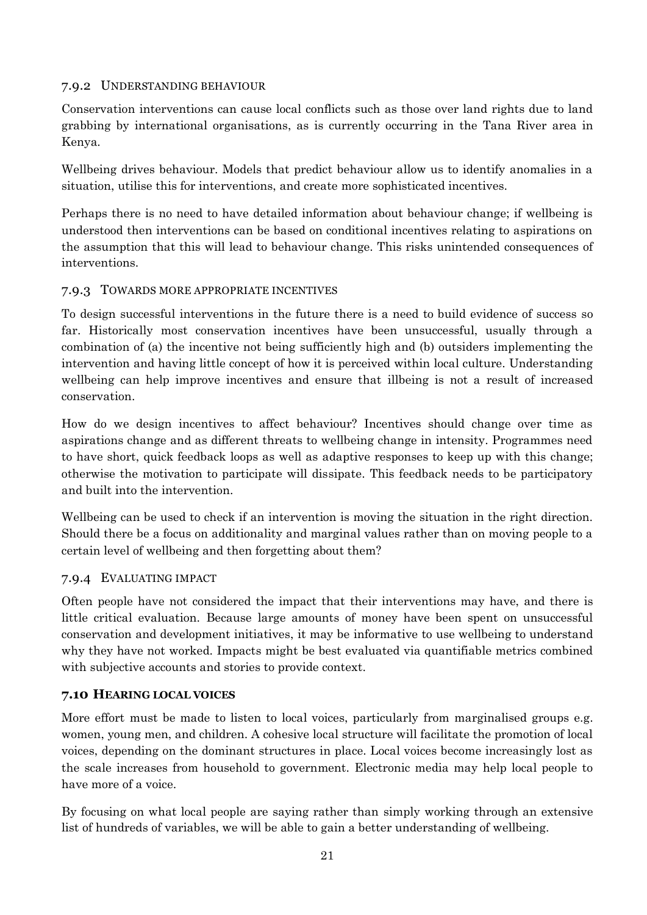### 7.9.2 Understanding behaviour

Conservation interventions can cause local conflicts such as those over land rights due to land grabbing by international organisations, as is currently occurring in the Tana River area in Kenya.

Wellbeing drives behaviour. Models that predict behaviour allow us to identify anomalies in a situation, utilise this for interventions, and create more sophisticated incentives.

Perhaps there is no need to have detailed information about behaviour change; if wellbeing is understood then interventions can be based on conditional incentives relating to aspirations on the assumption that this will lead to behaviour change. This risks unintended consequences of interventions.

### 7.9.3 Towards more appropriate incentives

To design successful interventions in the future there is a need to build evidence of success so far. Historically most conservation incentives have been unsuccessful, usually through a combination of (a) the incentive not being sufficiently high and (b) outsiders implementing the intervention and having little concept of how it is perceived within local culture. Understanding wellbeing can help improve incentives and ensure that illbeing is not a result of increased conservation.

How do we design incentives to affect behaviour? Incentives should change over time as aspirations change and as different threats to wellbeing change in intensity. Programmes need to have short, quick feedback loops as well as adaptive responses to keep up with this change; otherwise the motivation to participate will dissipate. This feedback needs to be participatory and built into the intervention.

Wellbeing can be used to check if an intervention is moving the situation in the right direction. Should there be a focus on additionality and marginal values rather than on moving people to a certain level of wellbeing and then forgetting about them?

### 7.9.4 Evaluating impact

Often people have not considered the impact that their interventions may have, and there is little critical evaluation. Because large amounts of money have been spent on unsuccessful conservation and development initiatives, it may be informative to use wellbeing to understand why they have not worked. Impacts might be best evaluated via quantifiable metrics combined with subjective accounts and stories to provide context.

## 7.10 Hearing local voices

More effort must be made to listen to local voices, particularly from marginalised groups e.g. women, young men, and children. A cohesive local structure will facilitate the promotion of local voices, depending on the dominant structures in place. Local voices become increasingly lost as the scale increases from household to government. Electronic media may help local people to have more of a voice.

By focusing on what local people are saying rather than simply working through an extensive list of hundreds of variables, we will be able to gain a better understanding of wellbeing.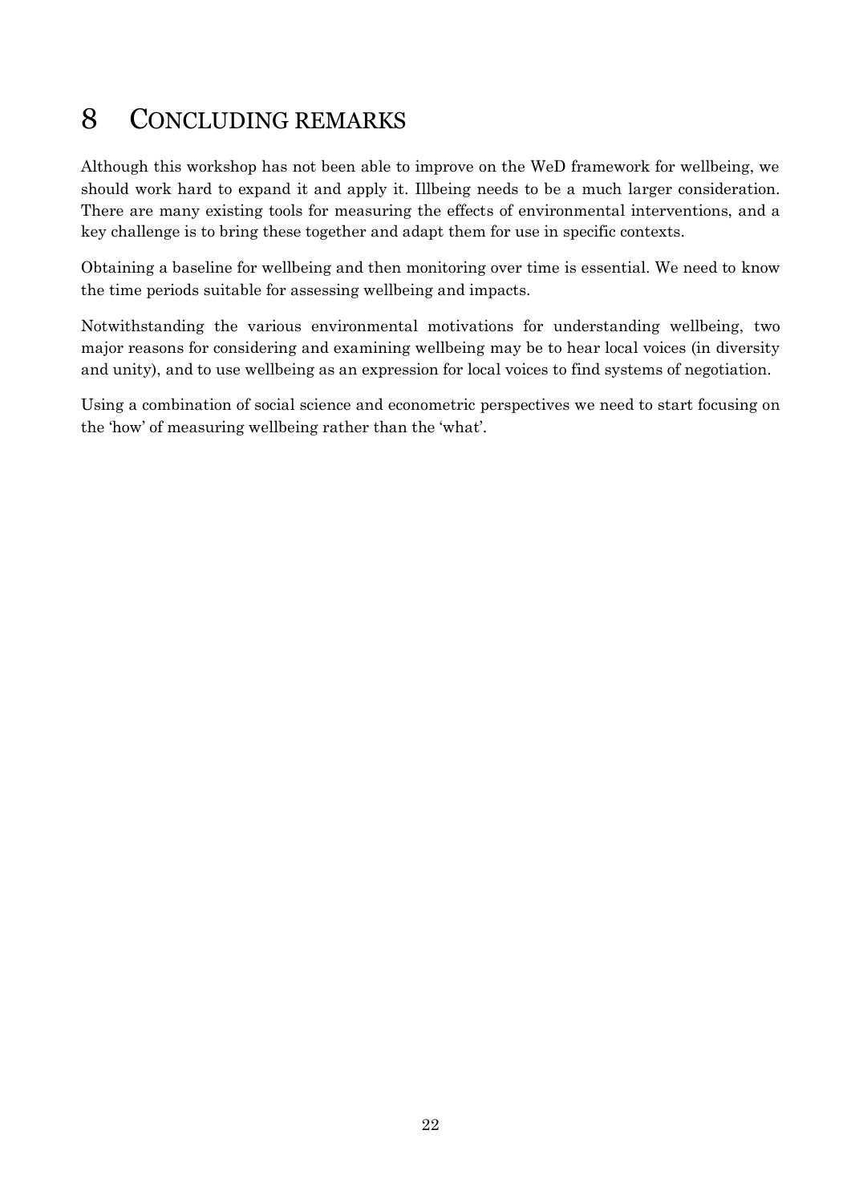# 8 CONCLUDING REMARKS

Although this workshop has not been able to improve on the WeD framework for wellbeing, we should work hard to expand it and apply it. Illbeing needs to be a much larger consideration. There are many existing tools for measuring the effects of environmental interventions, and a key challenge is to bring these together and adapt them for use in specific contexts.

Obtaining a baseline for wellbeing and then monitoring over time is essential. We need to know the time periods suitable for assessing wellbeing and impacts.

Notwithstanding the various environmental motivations for understanding wellbeing, two major reasons for considering and examining wellbeing may be to hear local voices (in diversity and unity), and to use wellbeing as an expression for local voices to find systems of negotiation.

Using a combination of social science and econometric perspectives we need to start focusing on the 'how' of measuring wellbeing rather than the 'what'.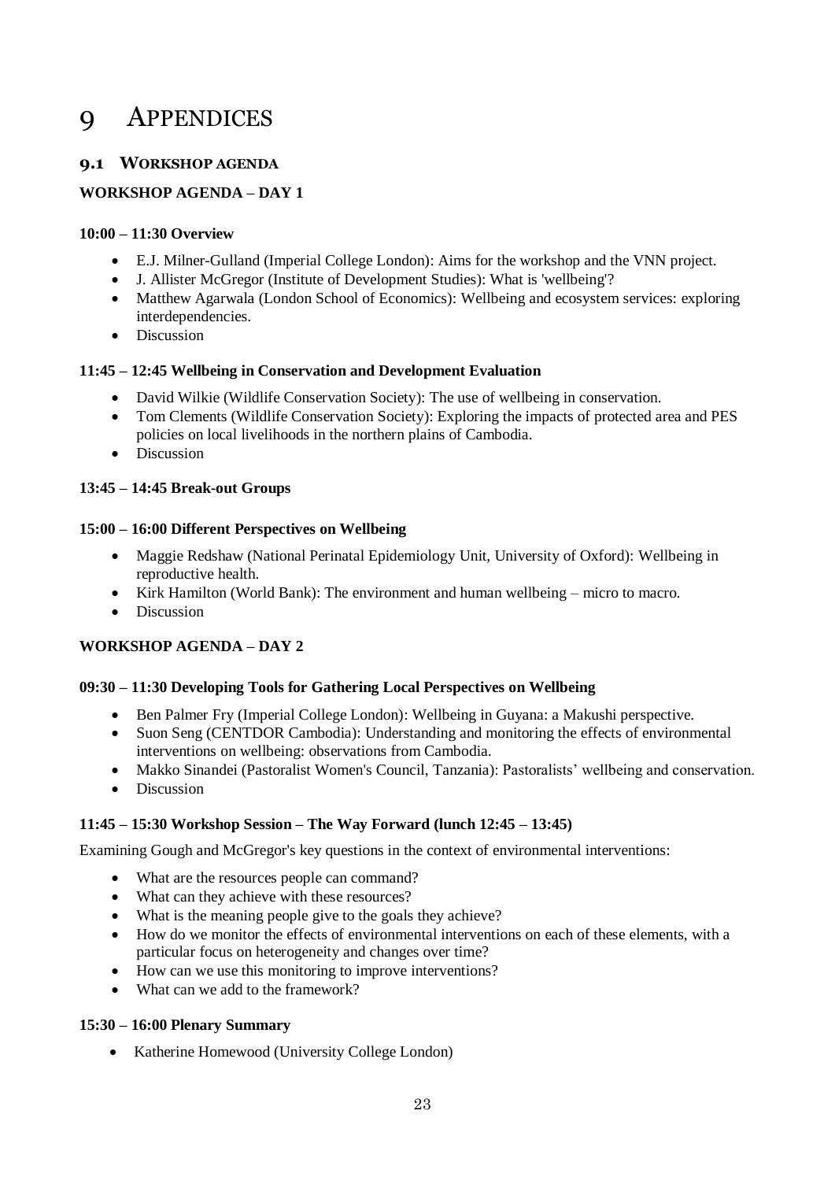# 9 APPENDICES

## 9.1 WORKSHOP AGENDA

### WORKSHOP AGENDA – DAY 1

**10:00 – 11:30 Overview**

- E.J. Milner-Gulland (Imperial College London): Aims for the workshop and the VNN project.
- J. Allister McGregor (Institute of Development Studies): What is 'wellbeing'?
- Matthew Agarwala (London School of Economics): Wellbeing and ecosystem services: exploring interdependencies.
- Discussion

**11:45 – 12:45 Wellbeing in Conservation and Development Evaluation**

- David Wilkie (Wildlife Conservation Society): The use of wellbeing in conservation.
- Tom Clements (Wildlife Conservation Society): Exploring the impacts of protected area and PES policies on local livelihoods in the northern plains of Cambodia.
- Discussion

**13:45 – 14:45 Break-out Groups**

**15:00 – 16:00 Different Perspectives on Wellbeing**

- Maggie Redshaw (National Perinatal Epidemiology Unit, University of Oxford): Wellbeing in reproductive health.
- Kirk Hamilton (World Bank): The environment and human wellbeing – micro to macro.
- Discussion

### WORKSHOP AGENDA – DAY 2

**09:30 – 11:30 Developing Tools for Gathering Local Perspectives on Wellbeing**

- Ben Palmer Fry (Imperial College London): Wellbeing in Guyana: a Makushi perspective.
- Suon Seng (CENTDOR Cambodia): Understanding and monitoring the effects of environmental interventions on wellbeing: observations from Cambodia.
- Makko Sinandei (Pastoralist Women's Council, Tanzania): Pastoralists' wellbeing and conservation.
- Discussion

**11:45 – 15:30 Workshop Session – The Way Forward (lunch 12:45 – 13:45)**

Examining Gough and McGregor's key questions in the context of environmental interventions:

- What are the resources people can command?
- What can they achieve with these resources?
- What is the meaning people give to the goals they achieve?
- How do we monitor the effects of environmental interventions on each of these elements, with a particular focus on heterogeneity and changes over time?
- How can we use this monitoring to improve interventions?
- What can we add to the framework?

**15:30 – 16:00 Plenary Summary**

- Katherine Homewood (University College London)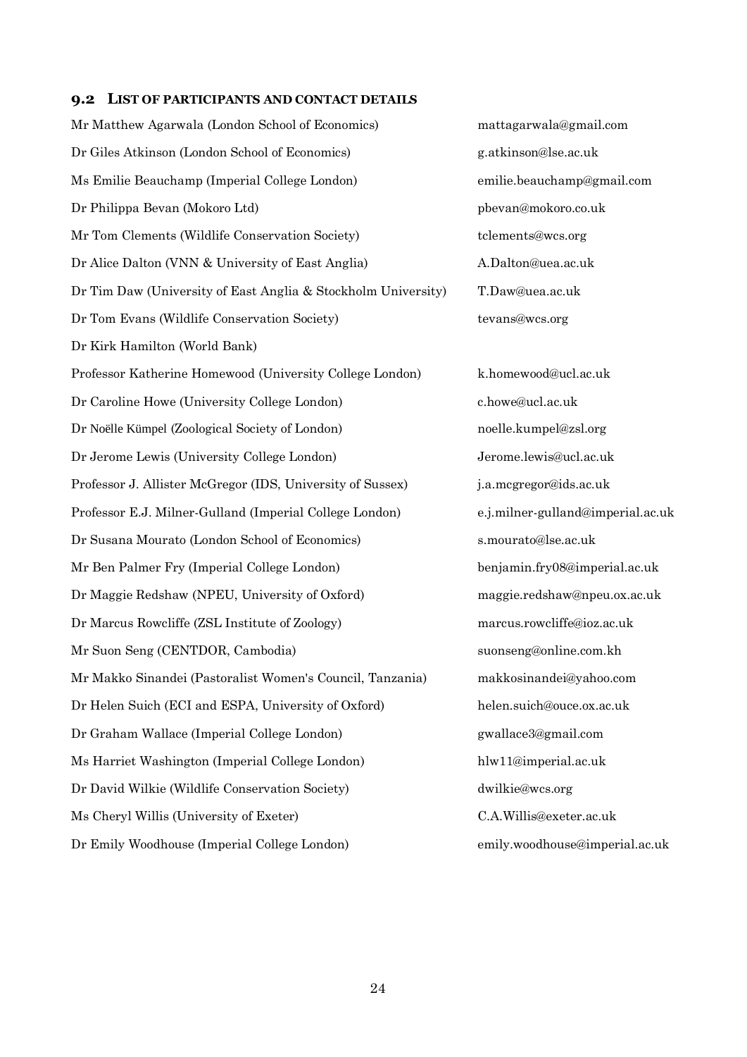### 9.2 LIST OF PARTICIPANTS AND CONTACT DETAILS

| | |
|---|---|
| Mr Matthew Agarwala (London School of Economics) | mattagarwala@gmail.com |
| Dr Giles Atkinson (London School of Economics) | g.atkinson@lse.ac.uk |
| Ms Emilie Beauchamp (Imperial College London) | emilie.beauchamp@gmail.com |
| Dr Philippa Bevan (Mokoro Ltd) | pbevan@mokoro.co.uk |
| Mr Tom Clements (Wildlife Conservation Society) | tclements@wcs.org |
| Dr Alice Dalton (VNN & University of East Anglia) | A.Dalton@uea.ac.uk |
| Dr Tim Daw (University of East Anglia & Stockholm University) | T.Daw@uea.ac.uk |
| Dr Tom Evans (Wildlife Conservation Society) | tevans@wcs.org |
| Dr Kirk Hamilton (World Bank) | |
| Professor Katherine Homewood (University College London) | k.homewood@ucl.ac.uk |
| Dr Caroline Howe (University College London) | c.howe@ucl.ac.uk |
| Dr Noëlle Kümpel (Zoological Society of London) | noelle.kumpel@zsl.org |
| Dr Jerome Lewis (University College London) | Jerome.lewis@ucl.ac.uk |
| Professor J. Allister McGregor (IDS, University of Sussex) | j.a.mcgregor@ids.ac.uk |
| Professor E.J. Milner-Gulland (Imperial College London) | e.j.milner-gulland@imperial.ac.uk |
| Dr Susana Mourato (London School of Economics) | s.mourato@lse.ac.uk |
| Mr Ben Palmer Fry (Imperial College London) | benjamin.fry08@imperial.ac.uk |
| Dr Maggie Redshaw (NPEU, University of Oxford) | maggie.redshaw@npeu.ox.ac.uk |
| Dr Marcus Rowcliffe (ZSL Institute of Zoology) | marcus.rowcliffe@ioz.ac.uk |
| Mr Suon Seng (CENTDOR, Cambodia) | suonseng@online.com.kh |
| Mr Makko Sinandei (Pastoralist Women's Council, Tanzania) | makkosinandei@yahoo.com |
| Dr Helen Suich (ECI and ESPA, University of Oxford) | helen.suich@ouce.ox.ac.uk |
| Dr Graham Wallace (Imperial College London) | gwallace3@gmail.com |
| Ms Harriet Washington (Imperial College London) | hlw11@imperial.ac.uk |
| Dr David Wilkie (Wildlife Conservation Society) | dwilkie@wcs.org |
| Ms Cheryl Willis (University of Exeter) | C.A.Willis@exeter.ac.uk |
| Dr Emily Woodhouse (Imperial College London) | emily.woodhouse@imperial.ac.uk |